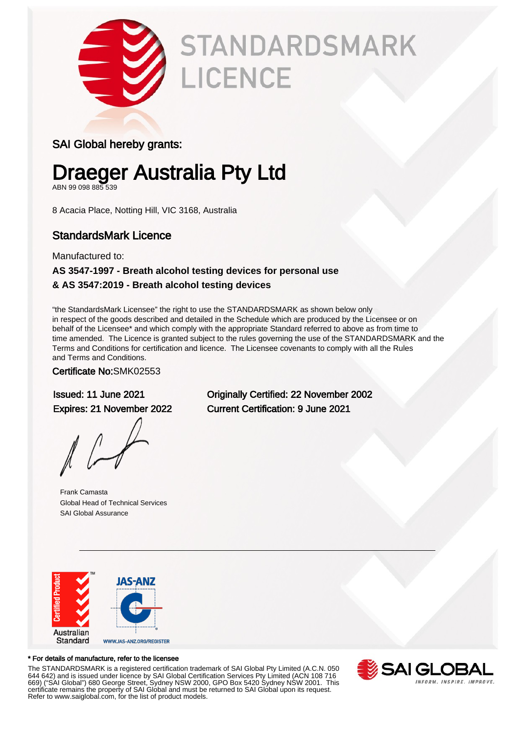# STANDARDSMARK LICENCE

SAI Global hereby grants:

## Draeger Australia Pty Ltd

ABN 99 098 885 539

8 Acacia Place, Notting Hill, VIC 3168, Australia

### StandardsMark Licence

Manufactured to:

**AS 3547-1997 - Breath alcohol testing devices for personal use**
**& AS 3547:2019 - Breath alcohol testing devices**

"the StandardsMark Licensee" the right to use the STANDARDSMARK as shown below only in respect of the goods described and detailed in the Schedule which are produced by the Licensee or on behalf of the Licensee* and which comply with the appropriate Standard referred to above as from time to time amended. The Licence is granted subject to the rules governing the use of the STANDARDSMARK and the Terms and Conditions for certification and licence. The Licensee covenants to comply with all the Rules and Terms and Conditions.

Certificate No:SMK02553

Issued: 11 June 2021
Expires: 21 November 2022

Originally Certified: 22 November 2002
Current Certification: 9 June 2021

Frank Camasta
Global Head of Technical Services
SAI Global Assurance

Certified Product
Australian Standard

JAS-ANZ
WWW.JAS-ANZ.ORG/REGISTER

**\* For details of manufacture, refer to the licensee**

The STANDARDSMARK is a registered certification trademark of SAI Global Pty Limited (A.C.N. 050 644 642) and is issued under licence by SAI Global Certification Services Pty Limited (ACN 108 716 669) ("SAI Global") 680 George Street, Sydney NSW 2000, GPO Box 5420 Sydney NSW 2001. This certificate remains the property of SAI Global and must be returned to SAI Global upon its request. Refer to www.saiglobal.com, for the list of product models.

SAI GLOBAL
INFORM. INSPIRE. IMPROVE.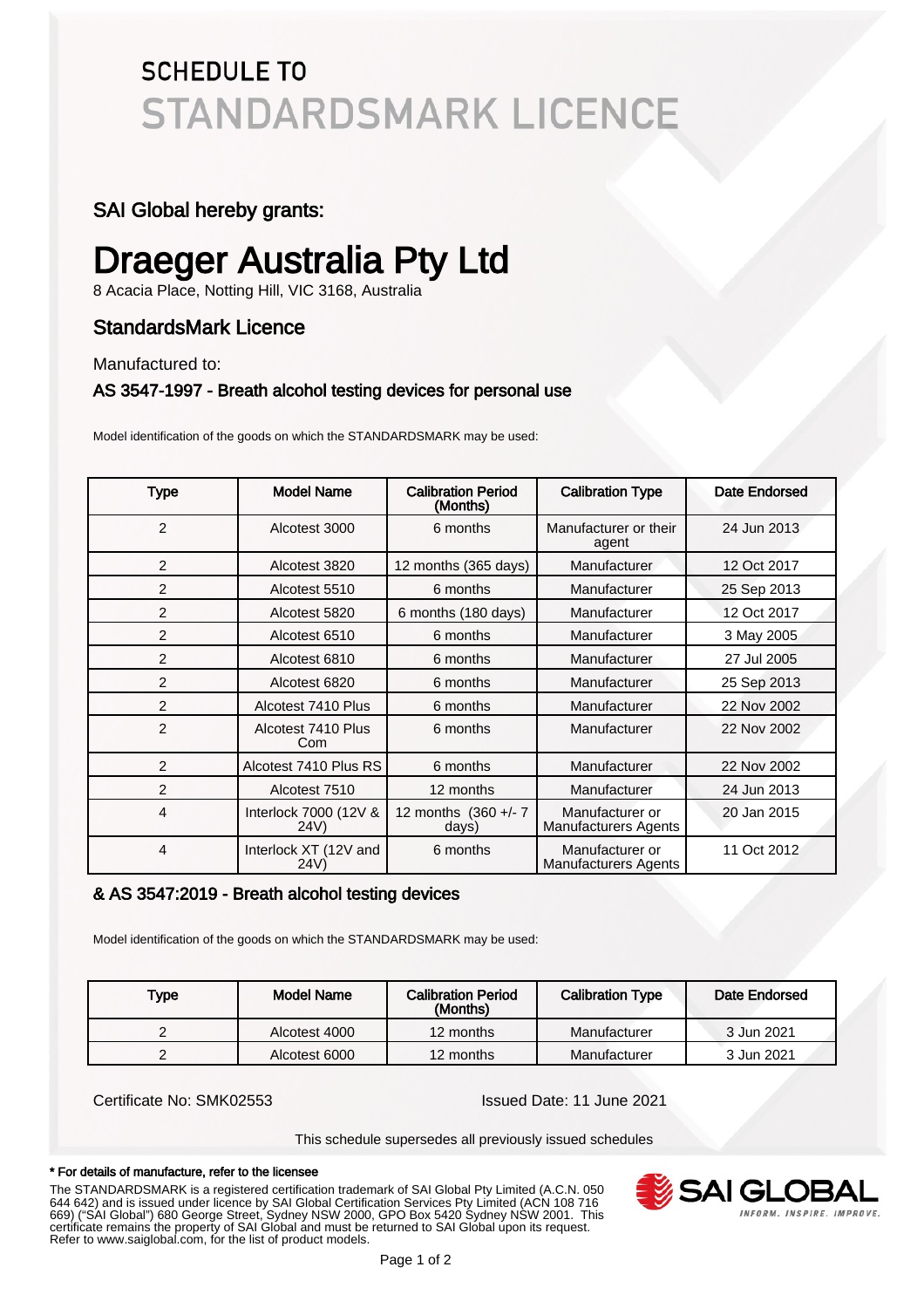# SCHEDULE TO STANDARDSMARK LICENCE

### SAI Global hereby grants:

# Draeger Australia Pty Ltd

8 Acacia Place, Notting Hill, VIC 3168, Australia

### StandardsMark Licence

Manufactured to:

### AS 3547-1997 - Breath alcohol testing devices for personal use

Model identification of the goods on which the STANDARDSMARK may be used:

| Type | Model Name | Calibration Period (Months) | Calibration Type | Date Endorsed |
| --- | --- | --- | --- | --- |
| 2 | Alcotest 3000 | 6 months | Manufacturer or their agent | 24 Jun 2013 |
| 2 | Alcotest 3820 | 12 months (365 days) | Manufacturer | 12 Oct 2017 |
| 2 | Alcotest 5510 | 6 months | Manufacturer | 25 Sep 2013 |
| 2 | Alcotest 5820 | 6 months (180 days) | Manufacturer | 12 Oct 2017 |
| 2 | Alcotest 6510 | 6 months | Manufacturer | 3 May 2005 |
| 2 | Alcotest 6810 | 6 months | Manufacturer | 27 Jul 2005 |
| 2 | Alcotest 6820 | 6 months | Manufacturer | 25 Sep 2013 |
| 2 | Alcotest 7410 Plus | 6 months | Manufacturer | 22 Nov 2002 |
| 2 | Alcotest 7410 Plus Com | 6 months | Manufacturer | 22 Nov 2002 |
| 2 | Alcotest 7410 Plus RS | 6 months | Manufacturer | 22 Nov 2002 |
| 2 | Alcotest 7510 | 12 months | Manufacturer | 24 Jun 2013 |
| 4 | Interlock 7000 (12V & 24V) | 12 months (360 +/- 7 days) | Manufacturer or Manufacturers Agents | 20 Jan 2015 |
| 4 | Interlock XT (12V and 24V) | 6 months | Manufacturer or Manufacturers Agents | 11 Oct 2012 |

### & AS 3547:2019 - Breath alcohol testing devices

Model identification of the goods on which the STANDARDSMARK may be used:

| Type | Model Name | Calibration Period (Months) | Calibration Type | Date Endorsed |
| --- | --- | --- | --- | --- |
| 2 | Alcotest 4000 | 12 months | Manufacturer | 3 Jun 2021 |
| 2 | Alcotest 6000 | 12 months | Manufacturer | 3 Jun 2021 |

Certificate No: SMK02553

Issued Date: 11 June 2021

This schedule supersedes all previously issued schedules

**\* For details of manufacture, refer to the licensee**

The STANDARDSMARK is a registered certification trademark of SAI Global Pty Limited (A.C.N. 050 644 642) and is issued under licence by SAI Global Certification Services Pty Limited (ACN 108 716 669) ("SAI Global") 680 George Street, Sydney NSW 2000, GPO Box 5420 Sydney NSW 2001. This certificate remains the property of SAI Global and must be returned to SAI Global upon its request. Refer to www.saiglobal.com, for the list of product models.

SAI GLOBAL

INFORM. INSPIRE. IMPROVE.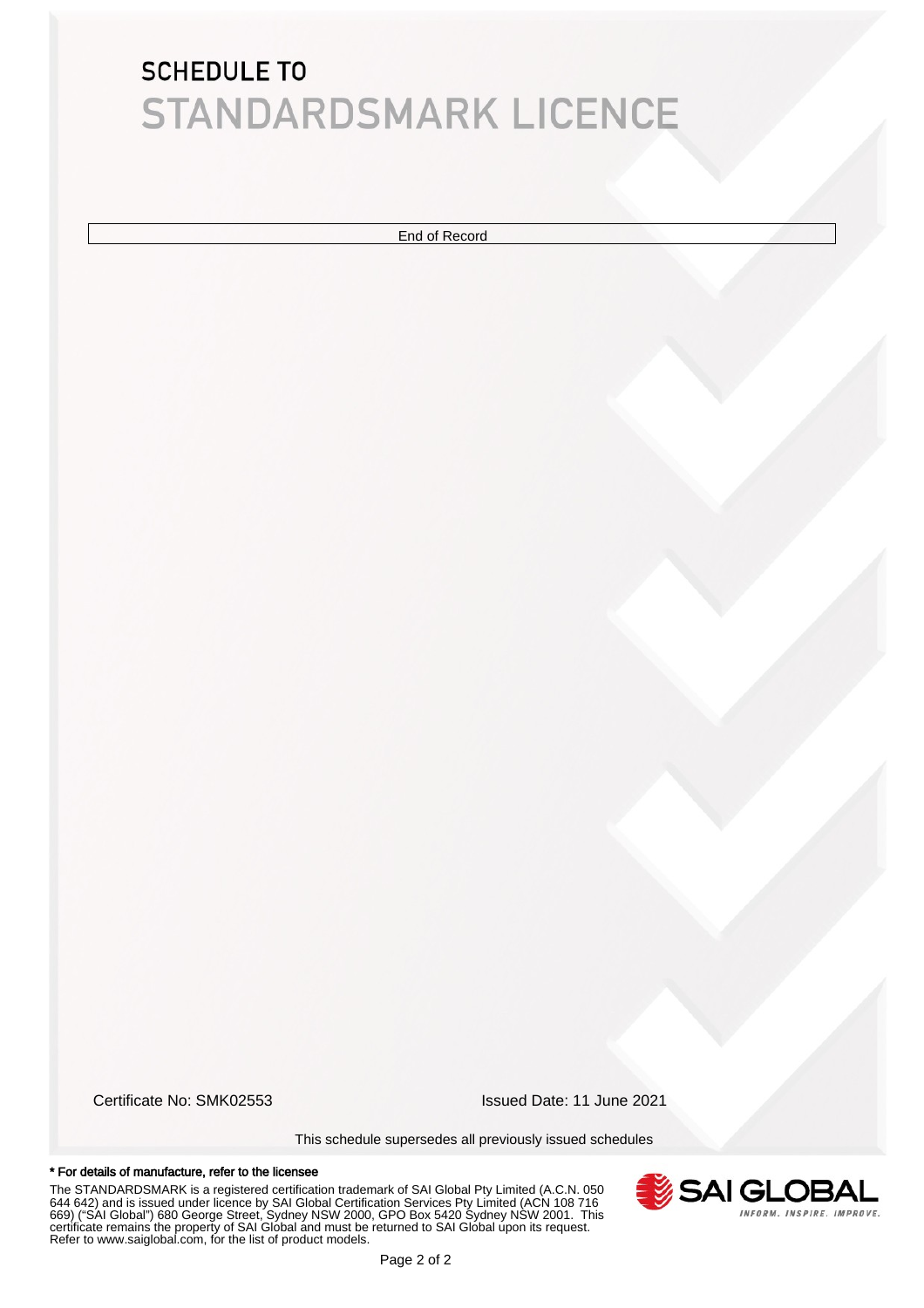# SCHEDULE TO STANDARDSMARK LICENCE

| End of Record |
| --- |

Certificate No: SMK02553

Issued Date: 11 June 2021

This schedule supersedes all previously issued schedules

\* For details of manufacture, refer to the licensee

The STANDARDSMARK is a registered certification trademark of SAI Global Pty Limited (A.C.N. 050 644 642) and is issued under licence by SAI Global Certification Services Pty Limited (ACN 108 716 669) ("SAI Global") 680 George Street, Sydney NSW 2000, GPO Box 5420 Sydney NSW 2001. This certificate remains the property of SAI Global and must be returned to SAI Global upon its request. Refer to www.saiglobal.com, for the list of product models.

SAI GLOBAL
INFORM. INSPIRE. IMPROVE.